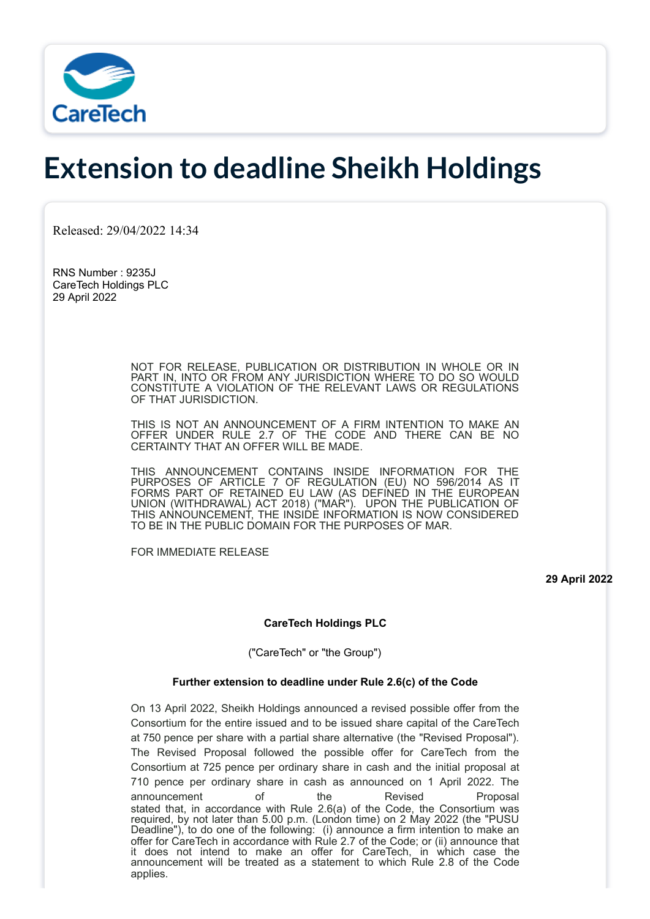# Extension to deadline Sheikh Holdings

Released: 29/04/2022 14:34

RNS Number : 9235J
CareTech Holdings PLC
29 April 2022

NOT FOR RELEASE, PUBLICATION OR DISTRIBUTION IN WHOLE OR IN PART IN, INTO OR FROM ANY JURISDICTION WHERE TO DO SO WOULD CONSTITUTE A VIOLATION OF THE RELEVANT LAWS OR REGULATIONS OF THAT JURISDICTION.

THIS IS NOT AN ANNOUNCEMENT OF A FIRM INTENTION TO MAKE AN OFFER UNDER RULE 2.7 OF THE CODE AND THERE CAN BE NO CERTAINTY THAT AN OFFER WILL BE MADE.

THIS ANNOUNCEMENT CONTAINS INSIDE INFORMATION FOR THE PURPOSES OF ARTICLE 7 OF REGULATION (EU) NO 596/2014 AS IT FORMS PART OF RETAINED EU LAW (AS DEFINED IN THE EUROPEAN UNION (WITHDRAWAL) ACT 2018) ("MAR"). UPON THE PUBLICATION OF THIS ANNOUNCEMENT, THE INSIDE INFORMATION IS NOW CONSIDERED TO BE IN THE PUBLIC DOMAIN FOR THE PURPOSES OF MAR.

FOR IMMEDIATE RELEASE

**29 April 2022**

**CareTech Holdings PLC**

("CareTech" or "the Group")

**Further extension to deadline under Rule 2.6(c) of the Code**

On 13 April 2022, Sheikh Holdings announced a revised possible offer from the Consortium for the entire issued and to be issued share capital of the CareTech at 750 pence per share with a partial share alternative (the "Revised Proposal"). The Revised Proposal followed the possible offer for CareTech from the Consortium at 725 pence per ordinary share in cash and the initial proposal at 710 pence per ordinary share in cash as announced on 1 April 2022. The announcement of the Revised Proposal stated that, in accordance with Rule 2.6(a) of the Code, the Consortium was required, by not later than 5.00 p.m. (London time) on 2 May 2022 (the "PUSU Deadline"), to do one of the following: (i) announce a firm intention to make an offer for CareTech in accordance with Rule 2.7 of the Code; or (ii) announce that it does not intend to make an offer for CareTech, in which case the announcement will be treated as a statement to which Rule 2.8 of the Code applies.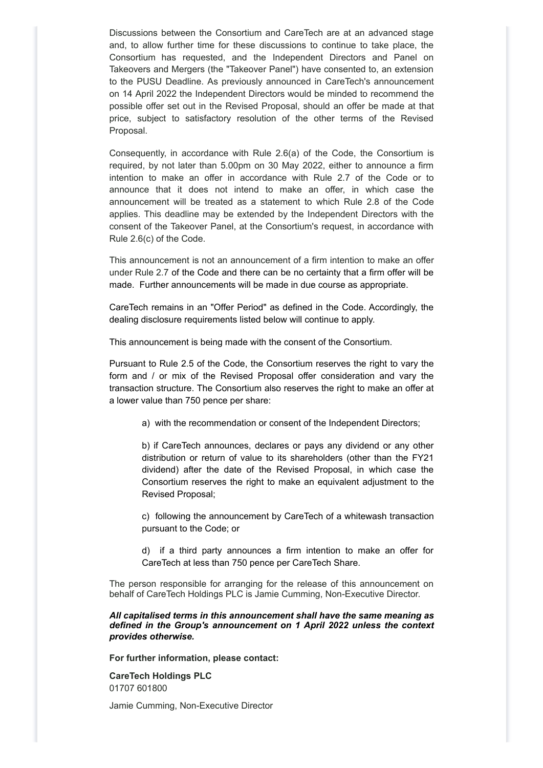Discussions between the Consortium and CareTech are at an advanced stage and, to allow further time for these discussions to continue to take place, the Consortium has requested, and the Independent Directors and Panel on Takeovers and Mergers (the "Takeover Panel") have consented to, an extension to the PUSU Deadline. As previously announced in CareTech's announcement on 14 April 2022 the Independent Directors would be minded to recommend the possible offer set out in the Revised Proposal, should an offer be made at that price, subject to satisfactory resolution of the other terms of the Revised Proposal.

Consequently, in accordance with Rule 2.6(a) of the Code, the Consortium is required, by not later than 5.00pm on 30 May 2022, either to announce a firm intention to make an offer in accordance with Rule 2.7 of the Code or to announce that it does not intend to make an offer, in which case the announcement will be treated as a statement to which Rule 2.8 of the Code applies. This deadline may be extended by the Independent Directors with the consent of the Takeover Panel, at the Consortium's request, in accordance with Rule 2.6(c) of the Code.

This announcement is not an announcement of a firm intention to make an offer under Rule 2.7 of the Code and there can be no certainty that a firm offer will be made. Further announcements will be made in due course as appropriate.

CareTech remains in an "Offer Period" as defined in the Code. Accordingly, the dealing disclosure requirements listed below will continue to apply.

This announcement is being made with the consent of the Consortium.

Pursuant to Rule 2.5 of the Code, the Consortium reserves the right to vary the form and / or mix of the Revised Proposal offer consideration and vary the transaction structure. The Consortium also reserves the right to make an offer at a lower value than 750 pence per share:

a) with the recommendation or consent of the Independent Directors;

b) if CareTech announces, declares or pays any dividend or any other distribution or return of value to its shareholders (other than the FY21 dividend) after the date of the Revised Proposal, in which case the Consortium reserves the right to make an equivalent adjustment to the Revised Proposal;

c) following the announcement by CareTech of a whitewash transaction pursuant to the Code; or

d) if a third party announces a firm intention to make an offer for CareTech at less than 750 pence per CareTech Share.

The person responsible for arranging for the release of this announcement on behalf of CareTech Holdings PLC is Jamie Cumming, Non-Executive Director.

***All capitalised terms in this announcement shall have the same meaning as defined in the Group's announcement on 1 April 2022 unless the context provides otherwise.***

**For further information, please contact:**

**CareTech Holdings PLC**
01707 601800

Jamie Cumming, Non-Executive Director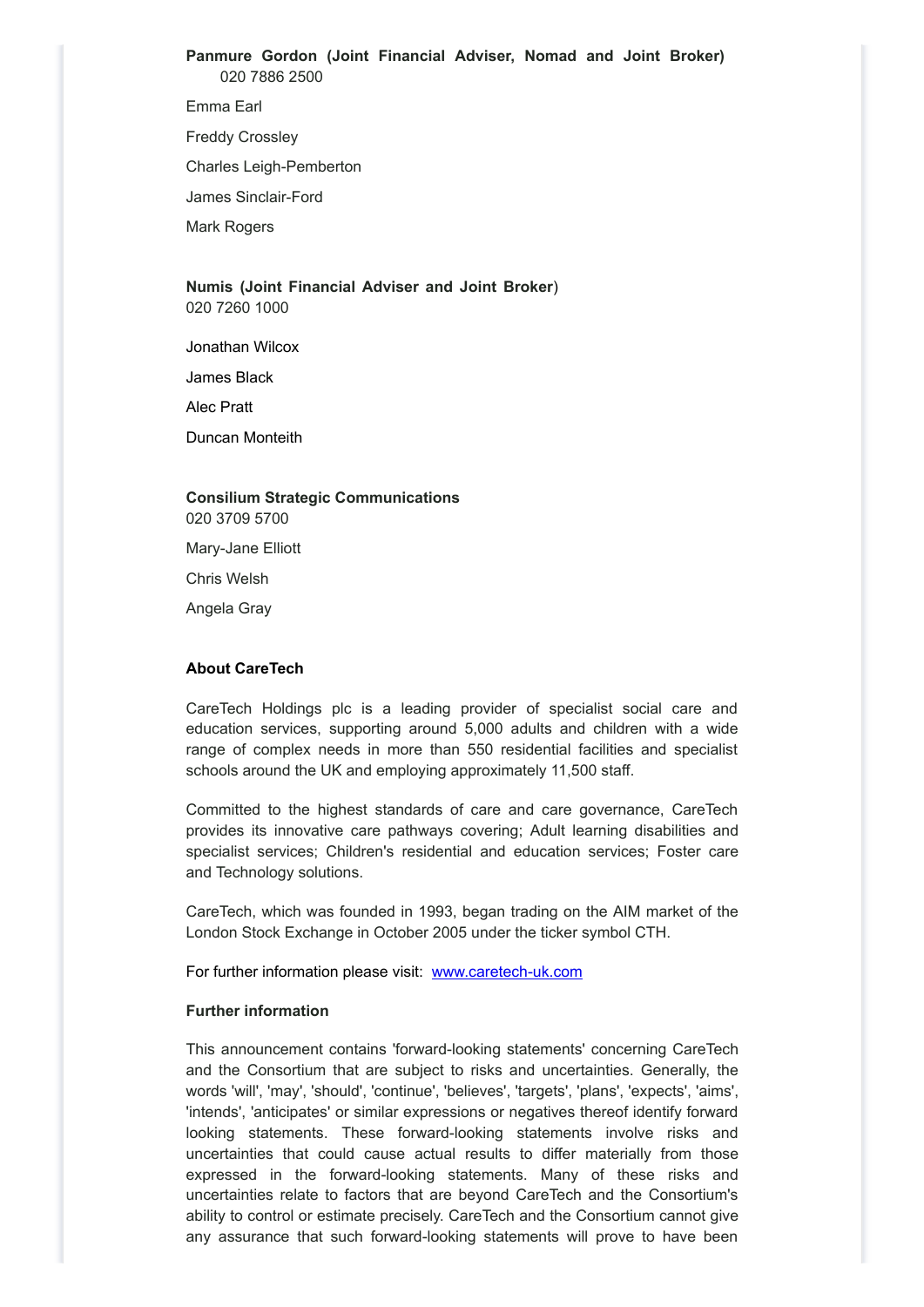**Panmure Gordon (Joint Financial Adviser, Nomad and Joint Broker)**
020 7886 2500

Emma Earl

Freddy Crossley

Charles Leigh-Pemberton

James Sinclair-Ford

Mark Rogers

**Numis (Joint Financial Adviser and Joint Broker**)
020 7260 1000

Jonathan Wilcox

James Black

Alec Pratt

Duncan Monteith

**Consilium Strategic Communications**
020 3709 5700

Mary-Jane Elliott

Chris Welsh

Angela Gray

**About CareTech**

CareTech Holdings plc is a leading provider of specialist social care and education services, supporting around 5,000 adults and children with a wide range of complex needs in more than 550 residential facilities and specialist schools around the UK and employing approximately 11,500 staff.

Committed to the highest standards of care and care governance, CareTech provides its innovative care pathways covering; Adult learning disabilities and specialist services; Children's residential and education services; Foster care and Technology solutions.

CareTech, which was founded in 1993, began trading on the AIM market of the London Stock Exchange in October 2005 under the ticker symbol CTH.

For further information please visit: www.caretech-uk.com

**Further information**

This announcement contains 'forward-looking statements' concerning CareTech and the Consortium that are subject to risks and uncertainties. Generally, the words 'will', 'may', 'should', 'continue', 'believes', 'targets', 'plans', 'expects', 'aims', 'intends', 'anticipates' or similar expressions or negatives thereof identify forward looking statements. These forward-looking statements involve risks and uncertainties that could cause actual results to differ materially from those expressed in the forward-looking statements. Many of these risks and uncertainties relate to factors that are beyond CareTech and the Consortium's ability to control or estimate precisely. CareTech and the Consortium cannot give any assurance that such forward-looking statements will prove to have been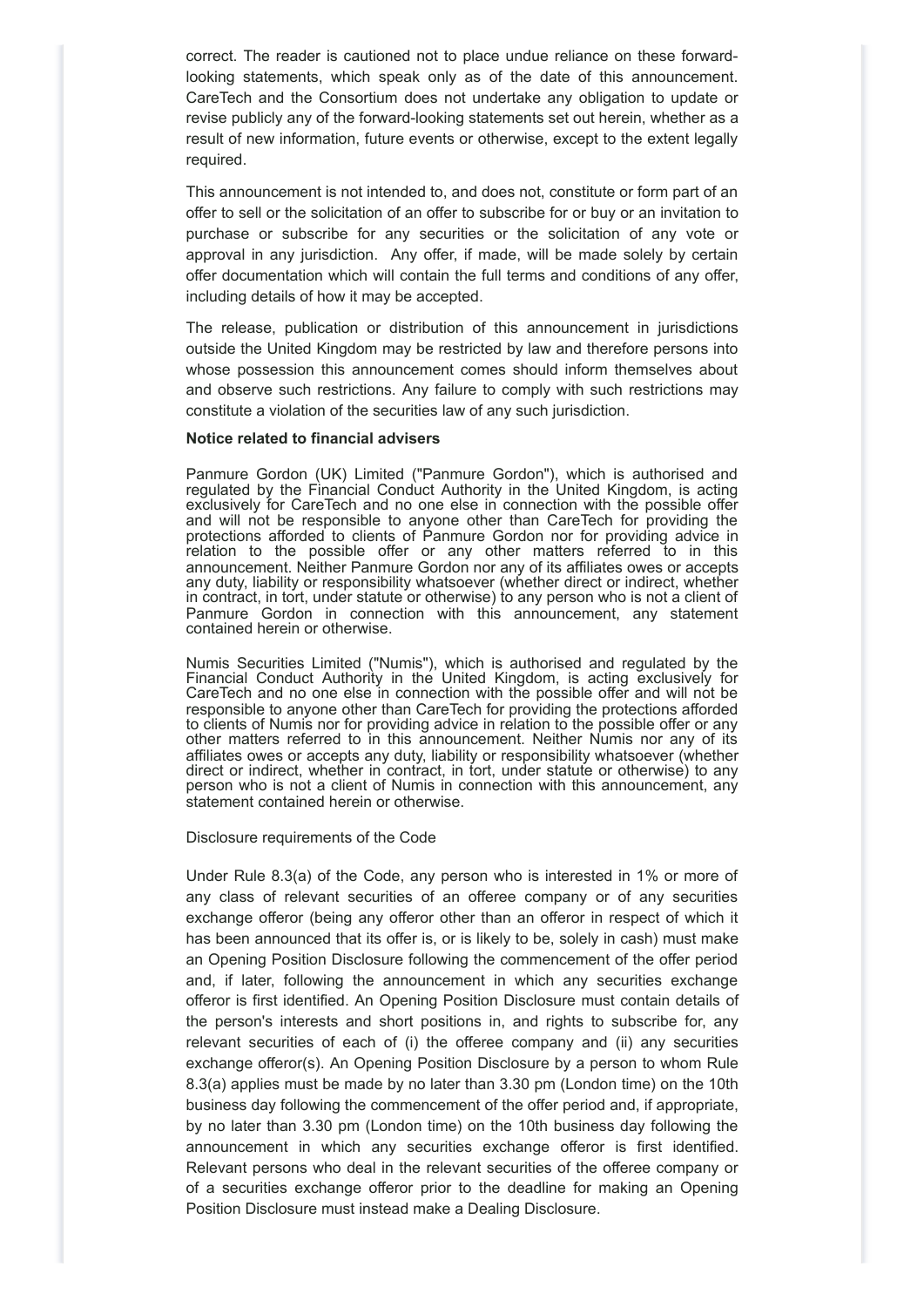correct. The reader is cautioned not to place undue reliance on these forward-looking statements, which speak only as of the date of this announcement. CareTech and the Consortium does not undertake any obligation to update or revise publicly any of the forward-looking statements set out herein, whether as a result of new information, future events or otherwise, except to the extent legally required.

This announcement is not intended to, and does not, constitute or form part of an offer to sell or the solicitation of an offer to subscribe for or buy or an invitation to purchase or subscribe for any securities or the solicitation of any vote or approval in any jurisdiction. Any offer, if made, will be made solely by certain offer documentation which will contain the full terms and conditions of any offer, including details of how it may be accepted.

The release, publication or distribution of this announcement in jurisdictions outside the United Kingdom may be restricted by law and therefore persons into whose possession this announcement comes should inform themselves about and observe such restrictions. Any failure to comply with such restrictions may constitute a violation of the securities law of any such jurisdiction.

**Notice related to financial advisers**

Panmure Gordon (UK) Limited ("Panmure Gordon"), which is authorised and regulated by the Financial Conduct Authority in the United Kingdom, is acting exclusively for CareTech and no one else in connection with the possible offer and will not be responsible to anyone other than CareTech for providing the protections afforded to clients of Panmure Gordon nor for providing advice in relation to the possible offer or any other matters referred to in this announcement. Neither Panmure Gordon nor any of its affiliates owes or accepts any duty, liability or responsibility whatsoever (whether direct or indirect, whether in contract, in tort, under statute or otherwise) to any person who is not a client of Panmure Gordon in connection with this announcement, any statement contained herein or otherwise.

Numis Securities Limited ("Numis"), which is authorised and regulated by the Financial Conduct Authority in the United Kingdom, is acting exclusively for CareTech and no one else in connection with the possible offer and will not be responsible to anyone other than CareTech for providing the protections afforded to clients of Numis nor for providing advice in relation to the possible offer or any other matters referred to in this announcement. Neither Numis nor any of its affiliates owes or accepts any duty, liability or responsibility whatsoever (whether direct or indirect, whether in contract, in tort, under statute or otherwise) to any person who is not a client of Numis in connection with this announcement, any statement contained herein or otherwise.

Disclosure requirements of the Code

Under Rule 8.3(a) of the Code, any person who is interested in 1% or more of any class of relevant securities of an offeree company or of any securities exchange offeror (being any offeror other than an offeror in respect of which it has been announced that its offer is, or is likely to be, solely in cash) must make an Opening Position Disclosure following the commencement of the offer period and, if later, following the announcement in which any securities exchange offeror is first identified. An Opening Position Disclosure must contain details of the person's interests and short positions in, and rights to subscribe for, any relevant securities of each of (i) the offeree company and (ii) any securities exchange offeror(s). An Opening Position Disclosure by a person to whom Rule 8.3(a) applies must be made by no later than 3.30 pm (London time) on the 10th business day following the commencement of the offer period and, if appropriate, by no later than 3.30 pm (London time) on the 10th business day following the announcement in which any securities exchange offeror is first identified. Relevant persons who deal in the relevant securities of the offeree company or of a securities exchange offeror prior to the deadline for making an Opening Position Disclosure must instead make a Dealing Disclosure.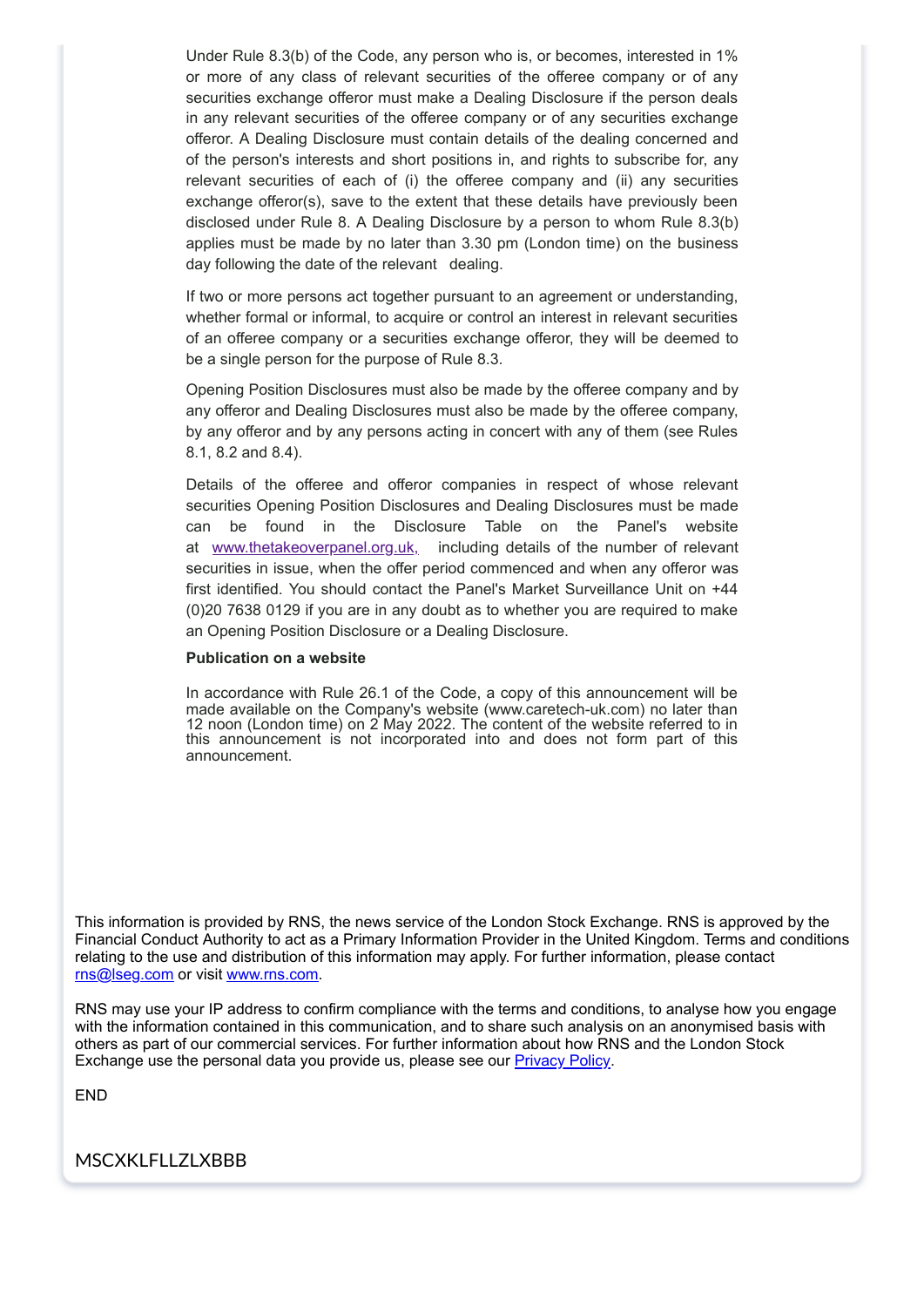Under Rule 8.3(b) of the Code, any person who is, or becomes, interested in 1% or more of any class of relevant securities of the offeree company or of any securities exchange offeror must make a Dealing Disclosure if the person deals in any relevant securities of the offeree company or of any securities exchange offeror. A Dealing Disclosure must contain details of the dealing concerned and of the person's interests and short positions in, and rights to subscribe for, any relevant securities of each of (i) the offeree company and (ii) any securities exchange offeror(s), save to the extent that these details have previously been disclosed under Rule 8. A Dealing Disclosure by a person to whom Rule 8.3(b) applies must be made by no later than 3.30 pm (London time) on the business day following the date of the relevant dealing.

If two or more persons act together pursuant to an agreement or understanding, whether formal or informal, to acquire or control an interest in relevant securities of an offeree company or a securities exchange offeror, they will be deemed to be a single person for the purpose of Rule 8.3.

Opening Position Disclosures must also be made by the offeree company and by any offeror and Dealing Disclosures must also be made by the offeree company, by any offeror and by any persons acting in concert with any of them (see Rules 8.1, 8.2 and 8.4).

Details of the offeree and offeror companies in respect of whose relevant securities Opening Position Disclosures and Dealing Disclosures must be made can be found in the Disclosure Table on the Panel's website at www.thetakeoverpanel.org.uk, including details of the number of relevant securities in issue, when the offer period commenced and when any offeror was first identified. You should contact the Panel's Market Surveillance Unit on +44 (0)20 7638 0129 if you are in any doubt as to whether you are required to make an Opening Position Disclosure or a Dealing Disclosure.

**Publication on a website**

In accordance with Rule 26.1 of the Code, a copy of this announcement will be made available on the Company's website (www.caretech-uk.com) no later than 12 noon (London time) on 2 May 2022. The content of the website referred to in this announcement is not incorporated into and does not form part of this announcement.

This information is provided by RNS, the news service of the London Stock Exchange. RNS is approved by the Financial Conduct Authority to act as a Primary Information Provider in the United Kingdom. Terms and conditions relating to the use and distribution of this information may apply. For further information, please contact rns@lseg.com or visit www.rns.com.

RNS may use your IP address to confirm compliance with the terms and conditions, to analyse how you engage with the information contained in this communication, and to share such analysis on an anonymised basis with others as part of our commercial services. For further information about how RNS and the London Stock Exchange use the personal data you provide us, please see our Privacy Policy.

END

MSCXKLFLLZLXBBB